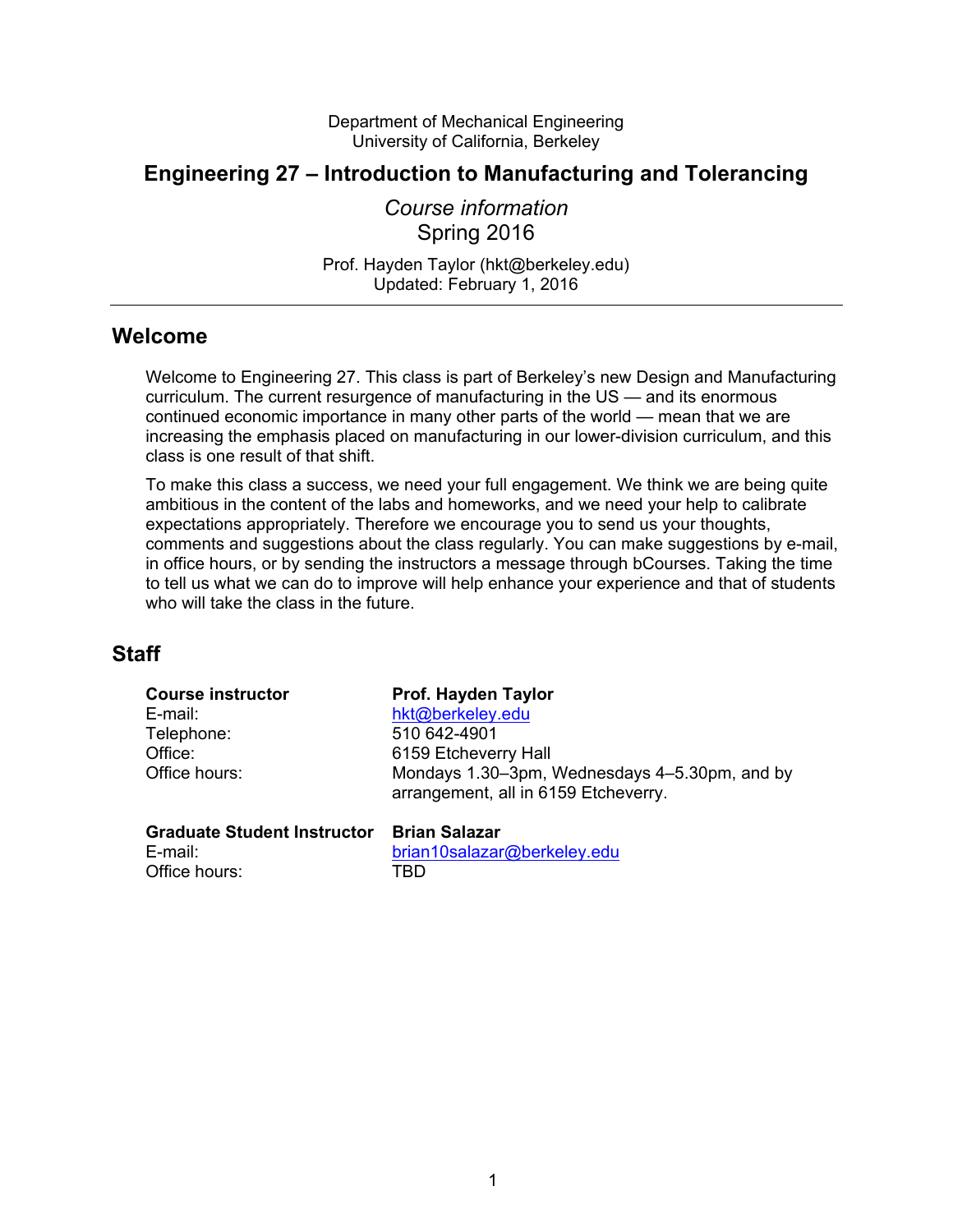Department of Mechanical Engineering
University of California, Berkeley

# Engineering 27 – Introduction to Manufacturing and Tolerancing

*Course information*
Spring 2016

Prof. Hayden Taylor (hkt@berkeley.edu)
Updated: February 1, 2016

---

## Welcome

Welcome to Engineering 27. This class is part of Berkeley's new Design and Manufacturing curriculum. The current resurgence of manufacturing in the US — and its enormous continued economic importance in many other parts of the world — mean that we are increasing the emphasis placed on manufacturing in our lower-division curriculum, and this class is one result of that shift.

To make this class a success, we need your full engagement. We think we are being quite ambitious in the content of the labs and homeworks, and we need your help to calibrate expectations appropriately. Therefore we encourage you to send us your thoughts, comments and suggestions about the class regularly. You can make suggestions by e-mail, in office hours, or by sending the instructors a message through bCourses. Taking the time to tell us what we can do to improve will help enhance your experience and that of students who will take the class in the future.

## Staff

| **Course instructor** | **Prof. Hayden Taylor** |
|---|---|
| E-mail: | hkt@berkeley.edu |
| Telephone: | 510 642-4901 |
| Office: | 6159 Etcheverry Hall |
| Office hours: | Mondays 1.30–3pm, Wednesdays 4–5.30pm, and by arrangement, all in 6159 Etcheverry. |

| **Graduate Student Instructor** | **Brian Salazar** |
|---|---|
| E-mail: | brian10salazar@berkeley.edu |
| Office hours: | TBD |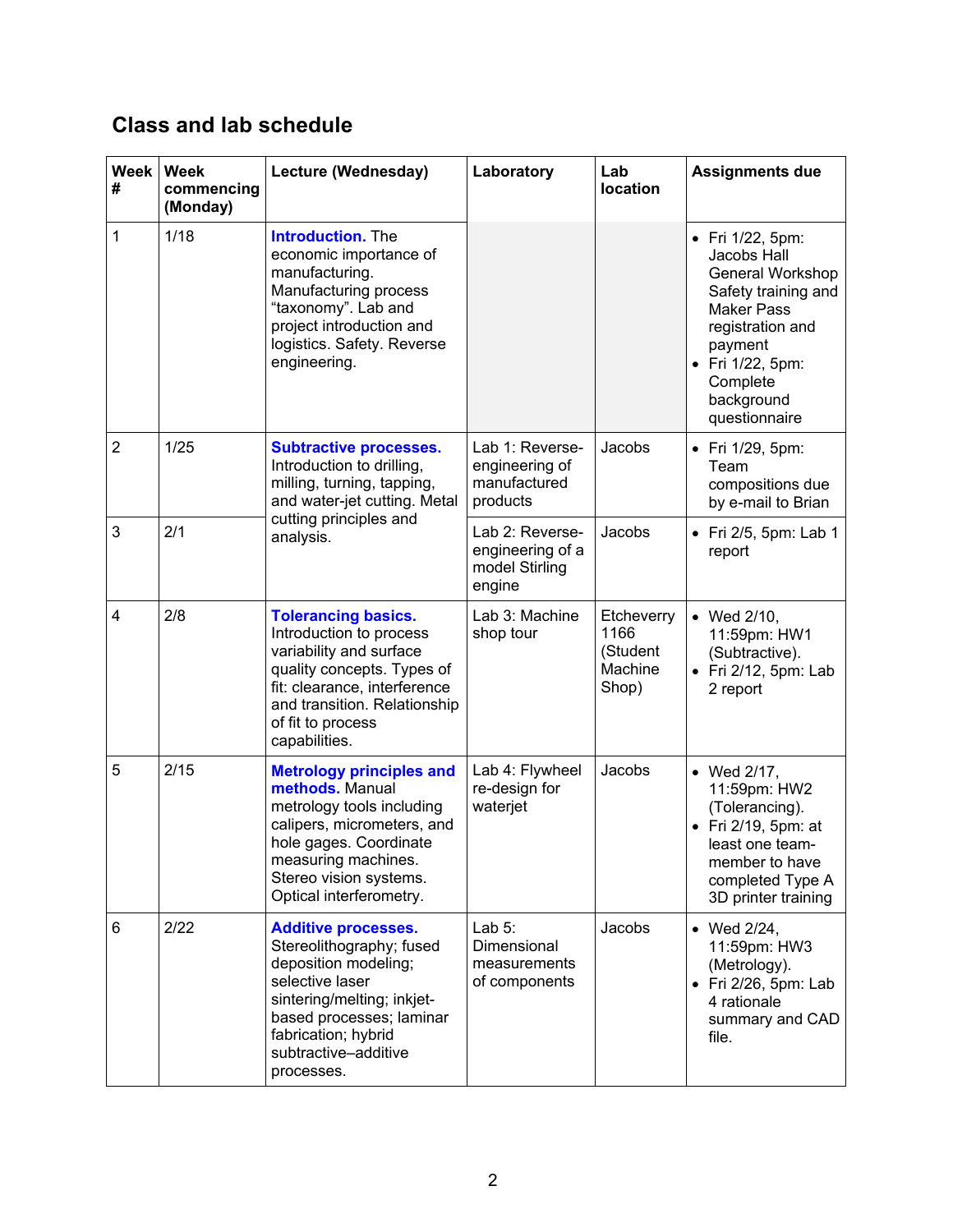## Class and lab schedule

| Week # | Week commencing (Monday) | Lecture (Wednesday) | Laboratory | Lab location | Assignments due |
|---|---|---|---|---|---|
| 1 | 1/18 | **Introduction.** The economic importance of manufacturing. Manufacturing process "taxonomy". Lab and project introduction and logistics. Safety. Reverse engineering. | | | • Fri 1/22, 5pm: Jacobs Hall General Workshop Safety training and Maker Pass registration and payment<br>• Fri 1/22, 5pm: Complete background questionnaire |
| 2 | 1/25 | **Subtractive processes.** Introduction to drilling, milling, turning, tapping, and water-jet cutting. Metal cutting principles and analysis. | Lab 1: Reverse-engineering of manufactured products | Jacobs | • Fri 1/29, 5pm: Team compositions due by e-mail to Brian |
| 3 | 2/1 | | Lab 2: Reverse-engineering of a model Stirling engine | Jacobs | • Fri 2/5, 5pm: Lab 1 report |
| 4 | 2/8 | **Tolerancing basics.** Introduction to process variability and surface quality concepts. Types of fit: clearance, interference and transition. Relationship of fit to process capabilities. | Lab 3: Machine shop tour | Etcheverry 1166 (Student Machine Shop) | • Wed 2/10, 11:59pm: HW1 (Subtractive).<br>• Fri 2/12, 5pm: Lab 2 report |
| 5 | 2/15 | **Metrology principles and methods.** Manual metrology tools including calipers, micrometers, and hole gages. Coordinate measuring machines. Stereo vision systems. Optical interferometry. | Lab 4: Flywheel re-design for waterjet | Jacobs | • Wed 2/17, 11:59pm: HW2 (Tolerancing).<br>• Fri 2/19, 5pm: at least one team-member to have completed Type A 3D printer training |
| 6 | 2/22 | **Additive processes.** Stereolithography; fused deposition modeling; selective laser sintering/melting; inkjet-based processes; laminar fabrication; hybrid subtractive–additive processes. | Lab 5: Dimensional measurements of components | Jacobs | • Wed 2/24, 11:59pm: HW3 (Metrology).<br>• Fri 2/26, 5pm: Lab 4 rationale summary and CAD file. |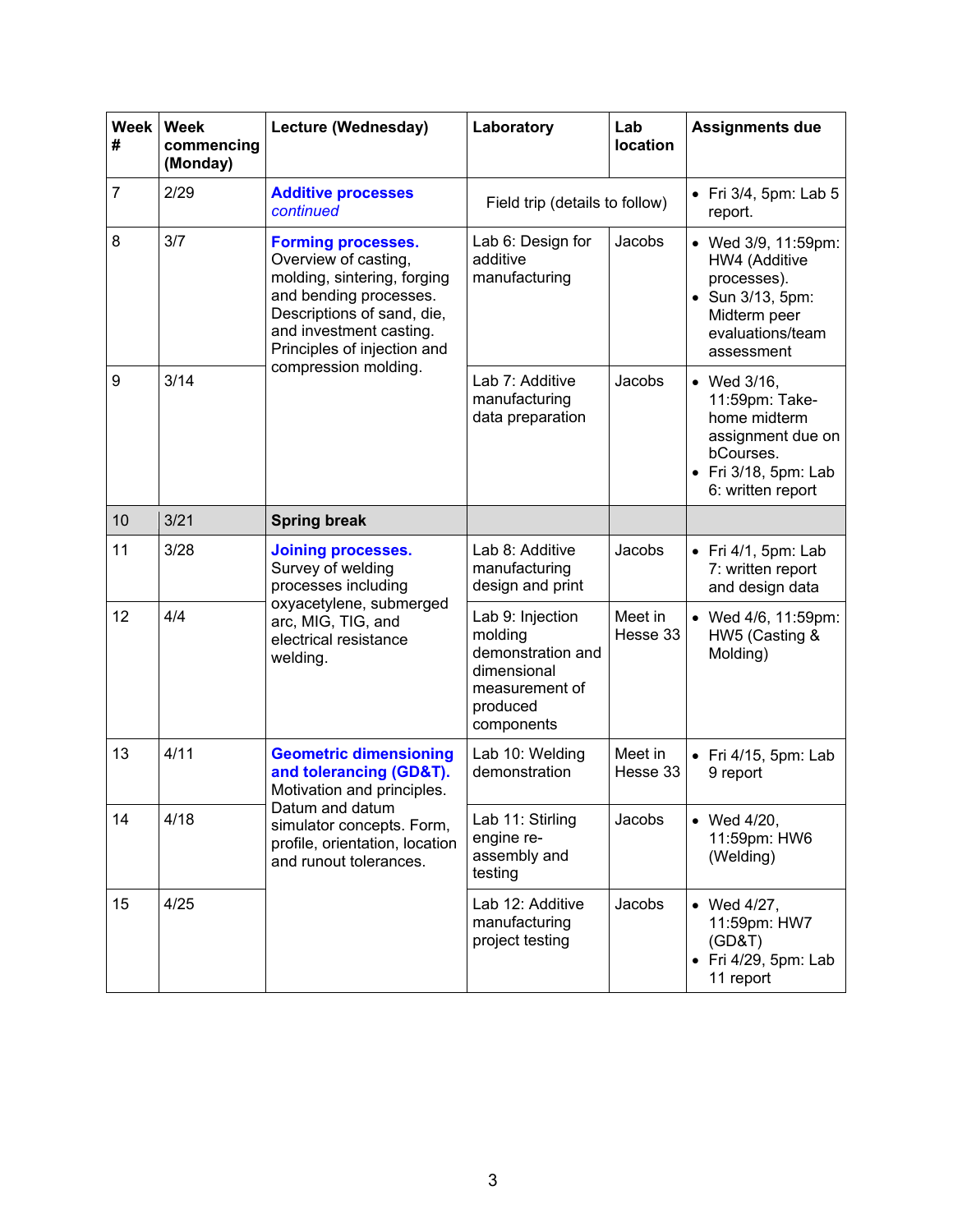| Week # | Week commencing (Monday) | Lecture (Wednesday) | Laboratory | Lab location | Assignments due |
|---|---|---|---|---|---|
| 7 | 2/29 | **Additive processes** *continued* | Field trip (details to follow) | | • Fri 3/4, 5pm: Lab 5 report. |
| 8 | 3/7 | **Forming processes.** Overview of casting, molding, sintering, forging and bending processes. Descriptions of sand, die, and investment casting. Principles of injection and compression molding. | Lab 6: Design for additive manufacturing | Jacobs | • Wed 3/9, 11:59pm: HW4 (Additive processes). • Sun 3/13, 5pm: Midterm peer evaluations/team assessment |
| 9 | 3/14 | | Lab 7: Additive manufacturing data preparation | Jacobs | • Wed 3/16, 11:59pm: Take-home midterm assignment due on bCourses. • Fri 3/18, 5pm: Lab 6: written report |
| 10 | 3/21 | **Spring break** | | | |
| 11 | 3/28 | **Joining processes.** Survey of welding processes including oxyacetylene, submerged arc, MIG, TIG, and electrical resistance welding. | Lab 8: Additive manufacturing design and print | Jacobs | • Fri 4/1, 5pm: Lab 7: written report and design data |
| 12 | 4/4 | | Lab 9: Injection molding demonstration and dimensional measurement of produced components | Meet in Hesse 33 | • Wed 4/6, 11:59pm: HW5 (Casting & Molding) |
| 13 | 4/11 | **Geometric dimensioning and tolerancing (GD&T).** Motivation and principles. Datum and datum simulator concepts. Form, profile, orientation, location and runout tolerances. | Lab 10: Welding demonstration | Meet in Hesse 33 | • Fri 4/15, 5pm: Lab 9 report |
| 14 | 4/18 | | Lab 11: Stirling engine re-assembly and testing | Jacobs | • Wed 4/20, 11:59pm: HW6 (Welding) |
| 15 | 4/25 | | Lab 12: Additive manufacturing project testing | Jacobs | • Wed 4/27, 11:59pm: HW7 (GD&T) • Fri 4/29, 5pm: Lab 11 report |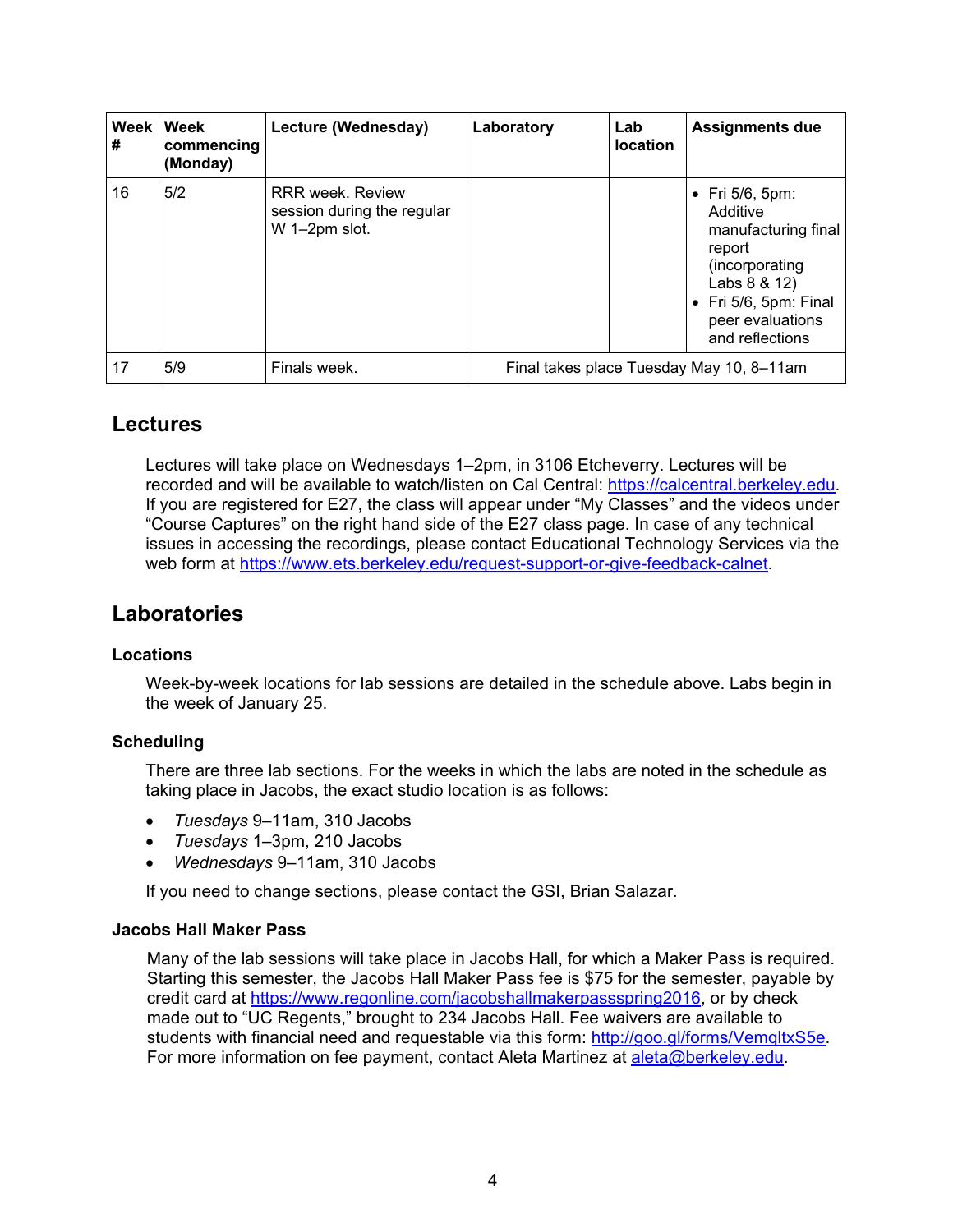| Week # | Week commencing (Monday) | Lecture (Wednesday) | Laboratory | Lab location | Assignments due |
|---|---|---|---|---|---|
| 16 | 5/2 | RRR week. Review session during the regular W 1–2pm slot. | | | • Fri 5/6, 5pm: Additive manufacturing final report (incorporating Labs 8 & 12)<br>• Fri 5/6, 5pm: Final peer evaluations and reflections |
| 17 | 5/9 | Finals week. | Final takes place Tuesday May 10, 8–11am | | |

## Lectures

Lectures will take place on Wednesdays 1–2pm, in 3106 Etcheverry. Lectures will be recorded and will be available to watch/listen on Cal Central: https://calcentral.berkeley.edu. If you are registered for E27, the class will appear under "My Classes" and the videos under "Course Captures" on the right hand side of the E27 class page. In case of any technical issues in accessing the recordings, please contact Educational Technology Services via the web form at https://www.ets.berkeley.edu/request-support-or-give-feedback-calnet.

## Laboratories

### Locations

Week-by-week locations for lab sessions are detailed in the schedule above. Labs begin in the week of January 25.

### Scheduling

There are three lab sections. For the weeks in which the labs are noted in the schedule as taking place in Jacobs, the exact studio location is as follows:

- *Tuesdays* 9–11am, 310 Jacobs
- *Tuesdays* 1–3pm, 210 Jacobs
- *Wednesdays* 9–11am, 310 Jacobs

If you need to change sections, please contact the GSI, Brian Salazar.

### Jacobs Hall Maker Pass

Many of the lab sessions will take place in Jacobs Hall, for which a Maker Pass is required. Starting this semester, the Jacobs Hall Maker Pass fee is $75 for the semester, payable by credit card at https://www.regonline.com/jacobshallmakerpassspring2016, or by check made out to "UC Regents," brought to 234 Jacobs Hall. Fee waivers are available to students with financial need and requestable via this form: http://goo.gl/forms/VemqltxS5e. For more information on fee payment, contact Aleta Martinez at aleta@berkeley.edu.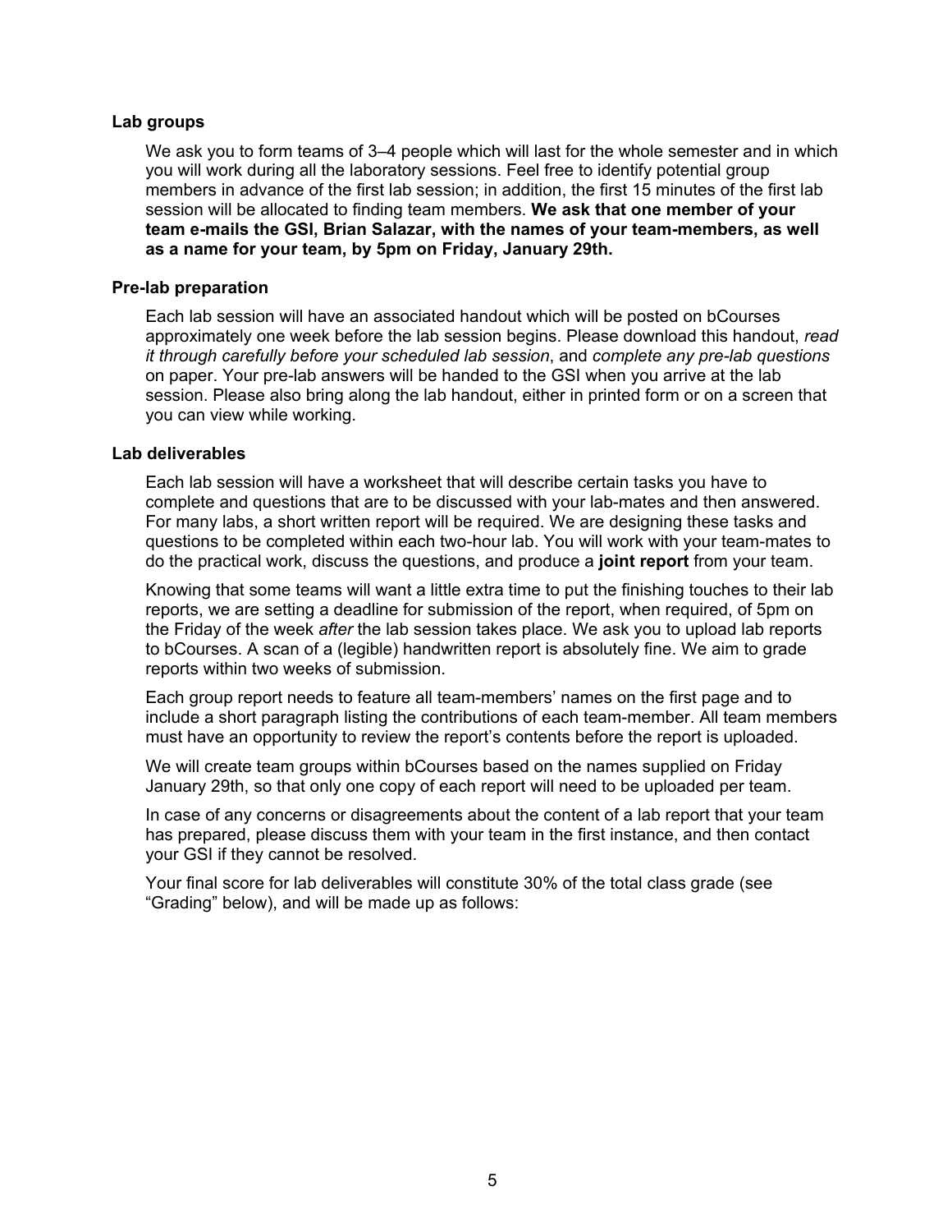### Lab groups

We ask you to form teams of 3–4 people which will last for the whole semester and in which you will work during all the laboratory sessions. Feel free to identify potential group members in advance of the first lab session; in addition, the first 15 minutes of the first lab session will be allocated to finding team members. **We ask that one member of your team e-mails the GSI, Brian Salazar, with the names of your team-members, as well as a name for your team, by 5pm on Friday, January 29th.**

### Pre-lab preparation

Each lab session will have an associated handout which will be posted on bCourses approximately one week before the lab session begins. Please download this handout, *read it through carefully before your scheduled lab session*, and *complete any pre-lab questions* on paper. Your pre-lab answers will be handed to the GSI when you arrive at the lab session. Please also bring along the lab handout, either in printed form or on a screen that you can view while working.

### Lab deliverables

Each lab session will have a worksheet that will describe certain tasks you have to complete and questions that are to be discussed with your lab-mates and then answered. For many labs, a short written report will be required. We are designing these tasks and questions to be completed within each two-hour lab. You will work with your team-mates to do the practical work, discuss the questions, and produce a **joint report** from your team.

Knowing that some teams will want a little extra time to put the finishing touches to their lab reports, we are setting a deadline for submission of the report, when required, of 5pm on the Friday of the week *after* the lab session takes place. We ask you to upload lab reports to bCourses. A scan of a (legible) handwritten report is absolutely fine. We aim to grade reports within two weeks of submission.

Each group report needs to feature all team-members' names on the first page and to include a short paragraph listing the contributions of each team-member. All team members must have an opportunity to review the report's contents before the report is uploaded.

We will create team groups within bCourses based on the names supplied on Friday January 29th, so that only one copy of each report will need to be uploaded per team.

In case of any concerns or disagreements about the content of a lab report that your team has prepared, please discuss them with your team in the first instance, and then contact your GSI if they cannot be resolved.

Your final score for lab deliverables will constitute 30% of the total class grade (see "Grading" below), and will be made up as follows: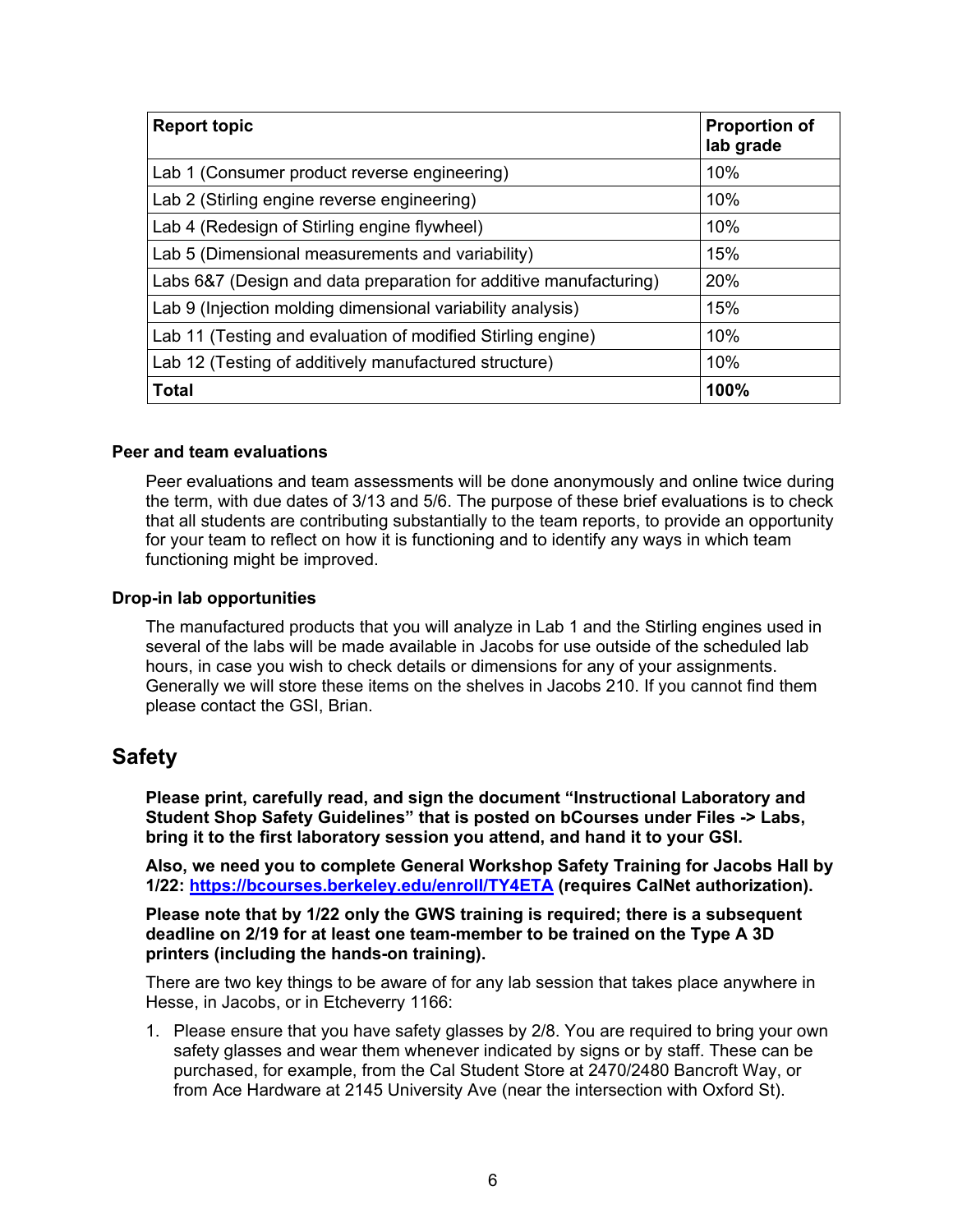| **Report topic** | **Proportion of lab grade** |
|---|---|
| Lab 1 (Consumer product reverse engineering) | 10% |
| Lab 2 (Stirling engine reverse engineering) | 10% |
| Lab 4 (Redesign of Stirling engine flywheel) | 10% |
| Lab 5 (Dimensional measurements and variability) | 15% |
| Labs 6&7 (Design and data preparation for additive manufacturing) | 20% |
| Lab 9 (Injection molding dimensional variability analysis) | 15% |
| Lab 11 (Testing and evaluation of modified Stirling engine) | 10% |
| Lab 12 (Testing of additively manufactured structure) | 10% |
| **Total** | **100%** |

### Peer and team evaluations

Peer evaluations and team assessments will be done anonymously and online twice during the term, with due dates of 3/13 and 5/6. The purpose of these brief evaluations is to check that all students are contributing substantially to the team reports, to provide an opportunity for your team to reflect on how it is functioning and to identify any ways in which team functioning might be improved.

### Drop-in lab opportunities

The manufactured products that you will analyze in Lab 1 and the Stirling engines used in several of the labs will be made available in Jacobs for use outside of the scheduled lab hours, in case you wish to check details or dimensions for any of your assignments. Generally we will store these items on the shelves in Jacobs 210. If you cannot find them please contact the GSI, Brian.

## Safety

**Please print, carefully read, and sign the document "Instructional Laboratory and Student Shop Safety Guidelines" that is posted on bCourses under Files -> Labs, bring it to the first laboratory session you attend, and hand it to your GSI.**

**Also, we need you to complete General Workshop Safety Training for Jacobs Hall by 1/22: [https://bcourses.berkeley.edu/enroll/TY4ETA](https://bcourses.berkeley.edu/enroll/TY4ETA) (requires CalNet authorization).**

**Please note that by 1/22 only the GWS training is required; there is a subsequent deadline on 2/19 for at least one team-member to be trained on the Type A 3D printers (including the hands-on training).**

There are two key things to be aware of for any lab session that takes place anywhere in Hesse, in Jacobs, or in Etcheverry 1166:

1. Please ensure that you have safety glasses by 2/8. You are required to bring your own safety glasses and wear them whenever indicated by signs or by staff. These can be purchased, for example, from the Cal Student Store at 2470/2480 Bancroft Way, or from Ace Hardware at 2145 University Ave (near the intersection with Oxford St).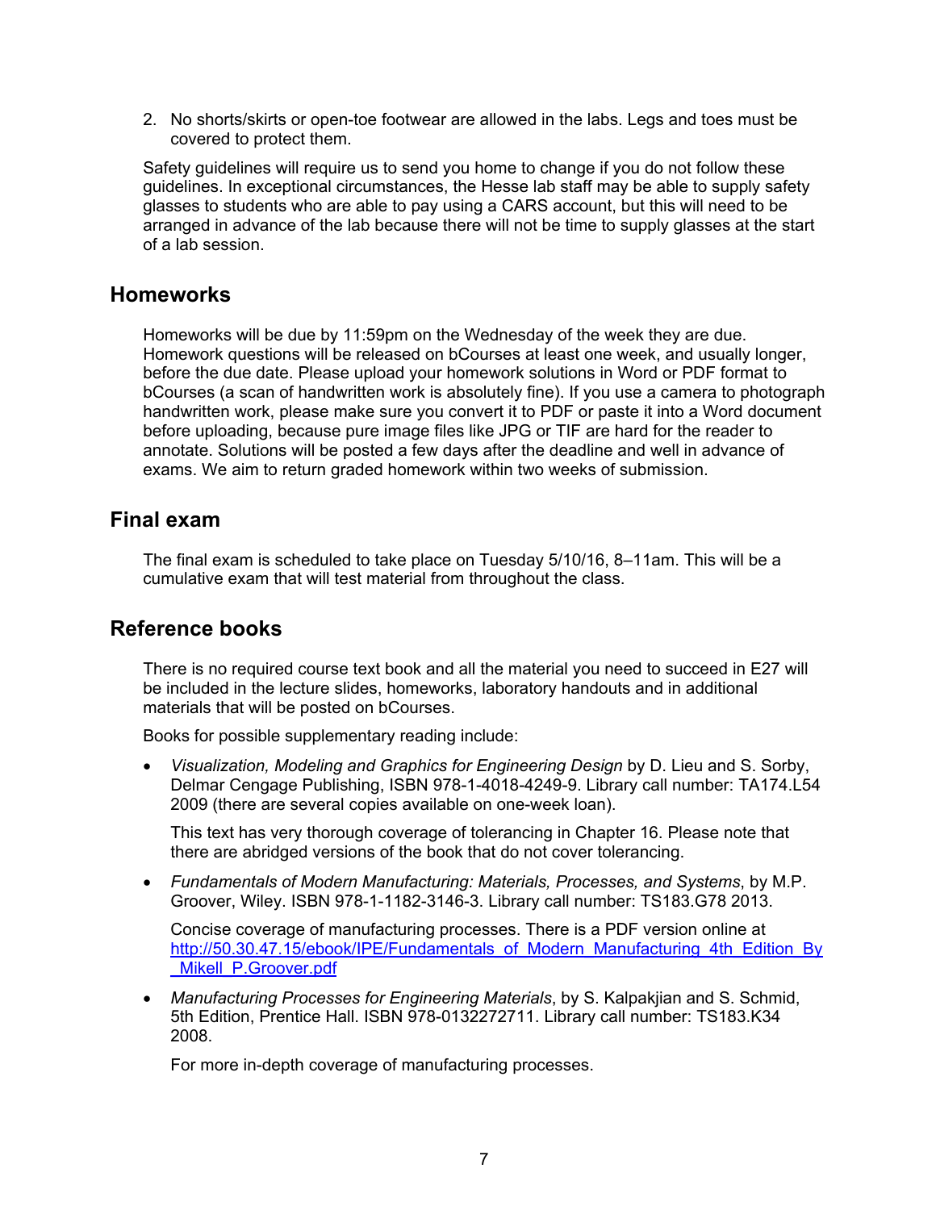2. No shorts/skirts or open-toe footwear are allowed in the labs. Legs and toes must be covered to protect them.

Safety guidelines will require us to send you home to change if you do not follow these guidelines. In exceptional circumstances, the Hesse lab staff may be able to supply safety glasses to students who are able to pay using a CARS account, but this will need to be arranged in advance of the lab because there will not be time to supply glasses at the start of a lab session.

## Homeworks

Homeworks will be due by 11:59pm on the Wednesday of the week they are due. Homework questions will be released on bCourses at least one week, and usually longer, before the due date. Please upload your homework solutions in Word or PDF format to bCourses (a scan of handwritten work is absolutely fine). If you use a camera to photograph handwritten work, please make sure you convert it to PDF or paste it into a Word document before uploading, because pure image files like JPG or TIF are hard for the reader to annotate. Solutions will be posted a few days after the deadline and well in advance of exams. We aim to return graded homework within two weeks of submission.

## Final exam

The final exam is scheduled to take place on Tuesday 5/10/16, 8–11am. This will be a cumulative exam that will test material from throughout the class.

## Reference books

There is no required course text book and all the material you need to succeed in E27 will be included in the lecture slides, homeworks, laboratory handouts and in additional materials that will be posted on bCourses.

Books for possible supplementary reading include:

- *Visualization, Modeling and Graphics for Engineering Design* by D. Lieu and S. Sorby, Delmar Cengage Publishing, ISBN 978-1-4018-4249-9. Library call number: TA174.L54 2009 (there are several copies available on one-week loan).

  This text has very thorough coverage of tolerancing in Chapter 16. Please note that there are abridged versions of the book that do not cover tolerancing.

- *Fundamentals of Modern Manufacturing: Materials, Processes, and Systems*, by M.P. Groover, Wiley. ISBN 978-1-1182-3146-3. Library call number: TS183.G78 2013.

  Concise coverage of manufacturing processes. There is a PDF version online at [http://50.30.47.15/ebook/IPE/Fundamentals_of_Modern_Manufacturing_4th_Edition_By_Mikell_P.Groover.pdf](http://50.30.47.15/ebook/IPE/Fundamentals_of_Modern_Manufacturing_4th_Edition_By_Mikell_P.Groover.pdf)

- *Manufacturing Processes for Engineering Materials*, by S. Kalpakjian and S. Schmid, 5th Edition, Prentice Hall. ISBN 978-0132272711. Library call number: TS183.K34 2008.

  For more in-depth coverage of manufacturing processes.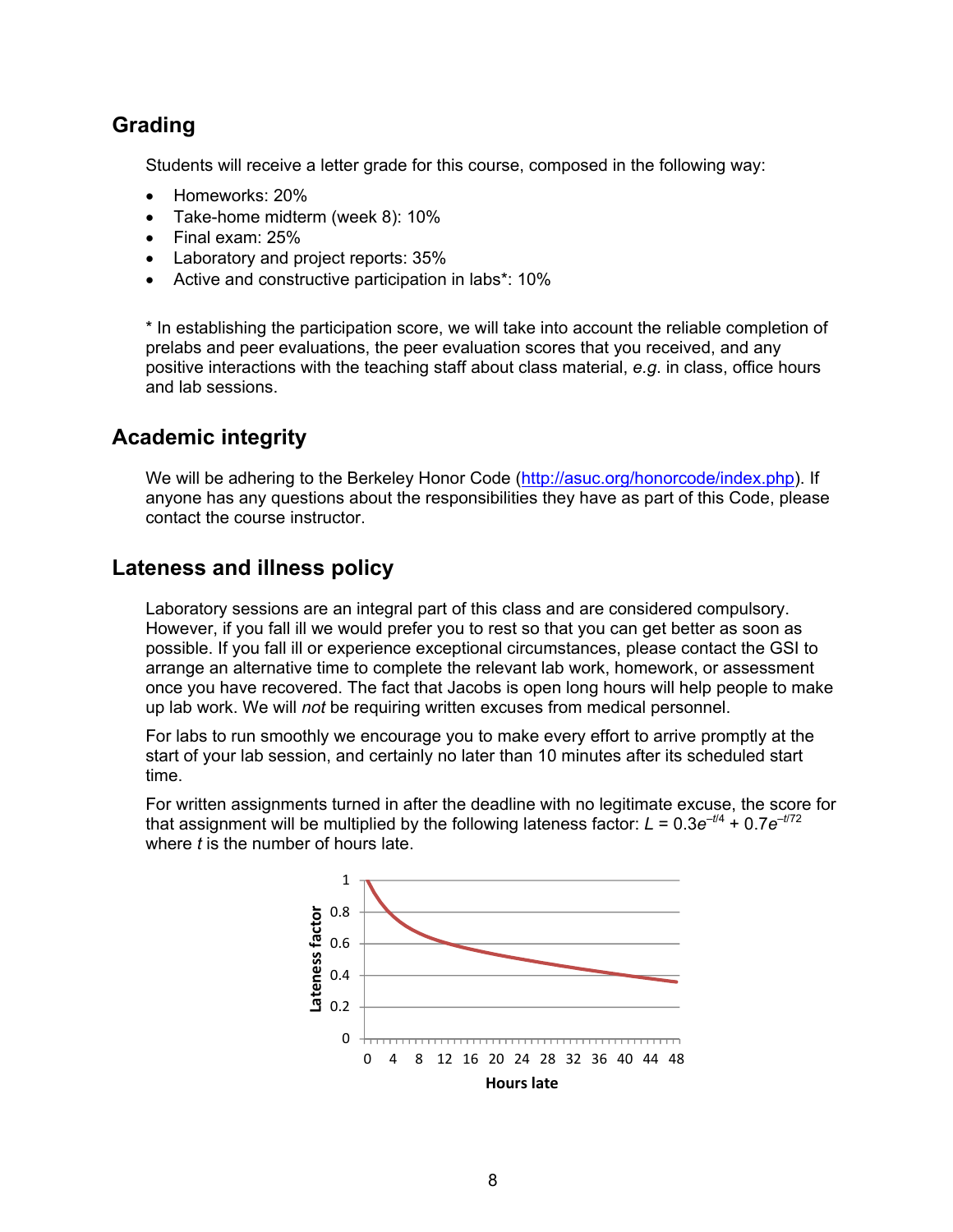## Grading

Students will receive a letter grade for this course, composed in the following way:

- Homeworks: 20%
- Take-home midterm (week 8): 10%
- Final exam: 25%
- Laboratory and project reports: 35%
- Active and constructive participation in labs*: 10%

* In establishing the participation score, we will take into account the reliable completion of prelabs and peer evaluations, the peer evaluation scores that you received, and any positive interactions with the teaching staff about class material, *e.g.* in class, office hours and lab sessions.

## Academic integrity

We will be adhering to the Berkeley Honor Code (http://asuc.org/honorcode/index.php). If anyone has any questions about the responsibilities they have as part of this Code, please contact the course instructor.

## Lateness and illness policy

Laboratory sessions are an integral part of this class and are considered compulsory. However, if you fall ill we would prefer you to rest so that you can get better as soon as possible. If you fall ill or experience exceptional circumstances, please contact the GSI to arrange an alternative time to complete the relevant lab work, homework, or assessment once you have recovered. The fact that Jacobs is open long hours will help people to make up lab work. We will *not* be requiring written excuses from medical personnel.

For labs to run smoothly we encourage you to make every effort to arrive promptly at the start of your lab session, and certainly no later than 10 minutes after its scheduled start time.

For written assignments turned in after the deadline with no legitimate excuse, the score for that assignment will be multiplied by the following lateness factor: $L = 0.3e^{-t/4} + 0.7e^{-t/72}$ where $t$ is the number of hours late.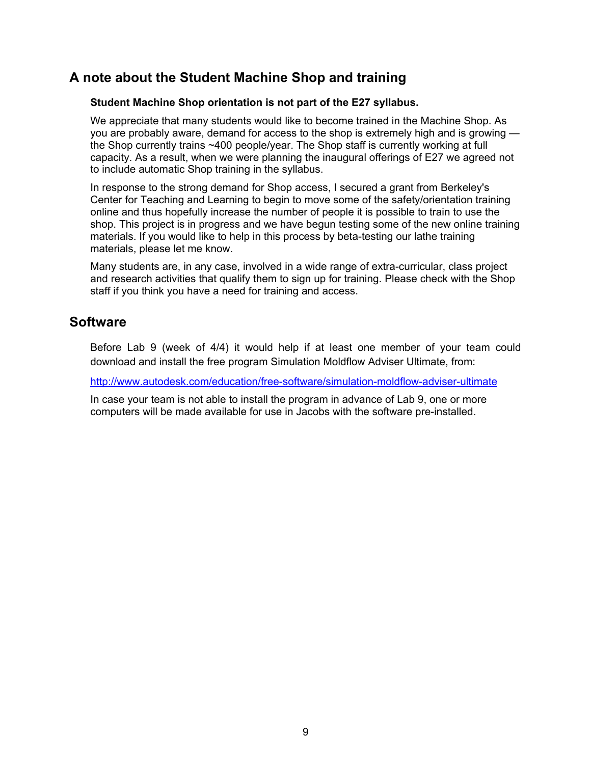## A note about the Student Machine Shop and training

**Student Machine Shop orientation is not part of the E27 syllabus.**

We appreciate that many students would like to become trained in the Machine Shop. As you are probably aware, demand for access to the shop is extremely high and is growing — the Shop currently trains ~400 people/year. The Shop staff is currently working at full capacity. As a result, when we were planning the inaugural offerings of E27 we agreed not to include automatic Shop training in the syllabus.

In response to the strong demand for Shop access, I secured a grant from Berkeley's Center for Teaching and Learning to begin to move some of the safety/orientation training online and thus hopefully increase the number of people it is possible to train to use the shop. This project is in progress and we have begun testing some of the new online training materials. If you would like to help in this process by beta-testing our lathe training materials, please let me know.

Many students are, in any case, involved in a wide range of extra-curricular, class project and research activities that qualify them to sign up for training. Please check with the Shop staff if you think you have a need for training and access.

## Software

Before Lab 9 (week of 4/4) it would help if at least one member of your team could download and install the free program Simulation Moldflow Adviser Ultimate, from:

[http://www.autodesk.com/education/free-software/simulation-moldflow-adviser-ultimate](http://www.autodesk.com/education/free-software/simulation-moldflow-adviser-ultimate)

In case your team is not able to install the program in advance of Lab 9, one or more computers will be made available for use in Jacobs with the software pre-installed.